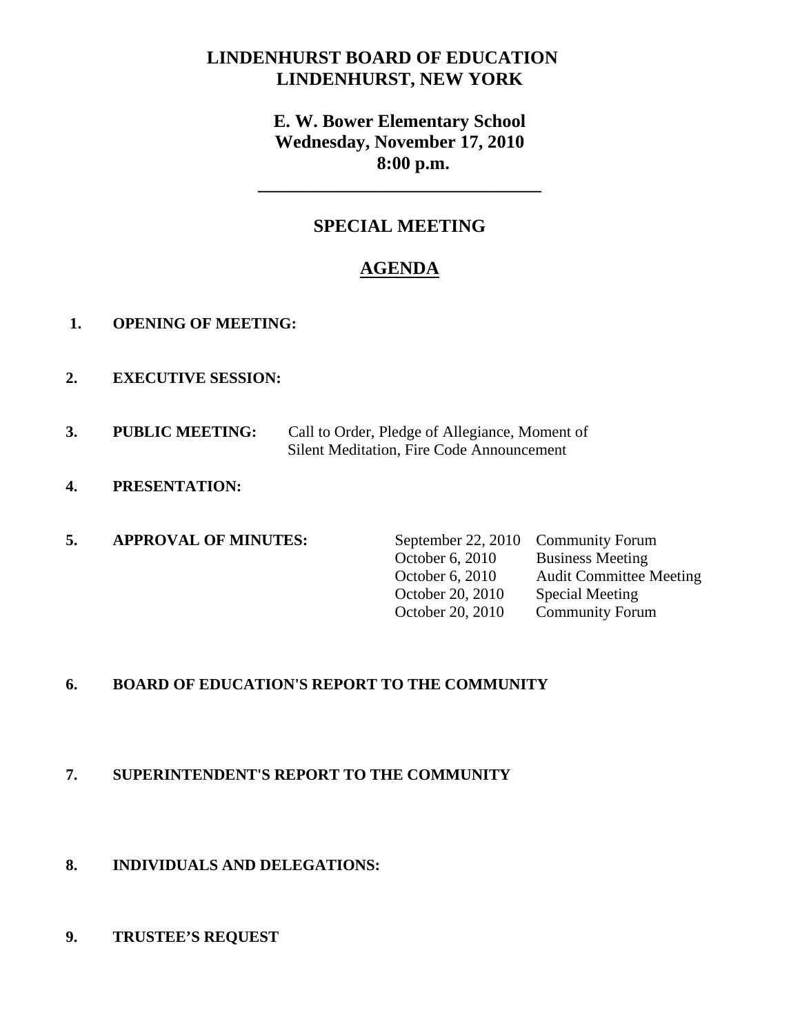# LINDENHURST BOARD OF EDUCATION
# LINDENHURST, NEW YORK

## E. W. Bower Elementary School
## Wednesday, November 17, 2010
## 8:00 p.m.

---

## SPECIAL MEETING

## AGENDA

1. **OPENING OF MEETING:**

2. **EXECUTIVE SESSION:**

3. **PUBLIC MEETING:** Call to Order, Pledge of Allegiance, Moment of Silent Meditation, Fire Code Announcement

4. **PRESENTATION:**

5. **APPROVAL OF MINUTES:**

| | |
|---|---|
| September 22, 2010 | Community Forum |
| October 6, 2010 | Business Meeting |
| October 6, 2010 | Audit Committee Meeting |
| October 20, 2010 | Special Meeting |
| October 20, 2010 | Community Forum |

6. **BOARD OF EDUCATION'S REPORT TO THE COMMUNITY**

7. **SUPERINTENDENT'S REPORT TO THE COMMUNITY**

8. **INDIVIDUALS AND DELEGATIONS:**

9. **TRUSTEE'S REQUEST**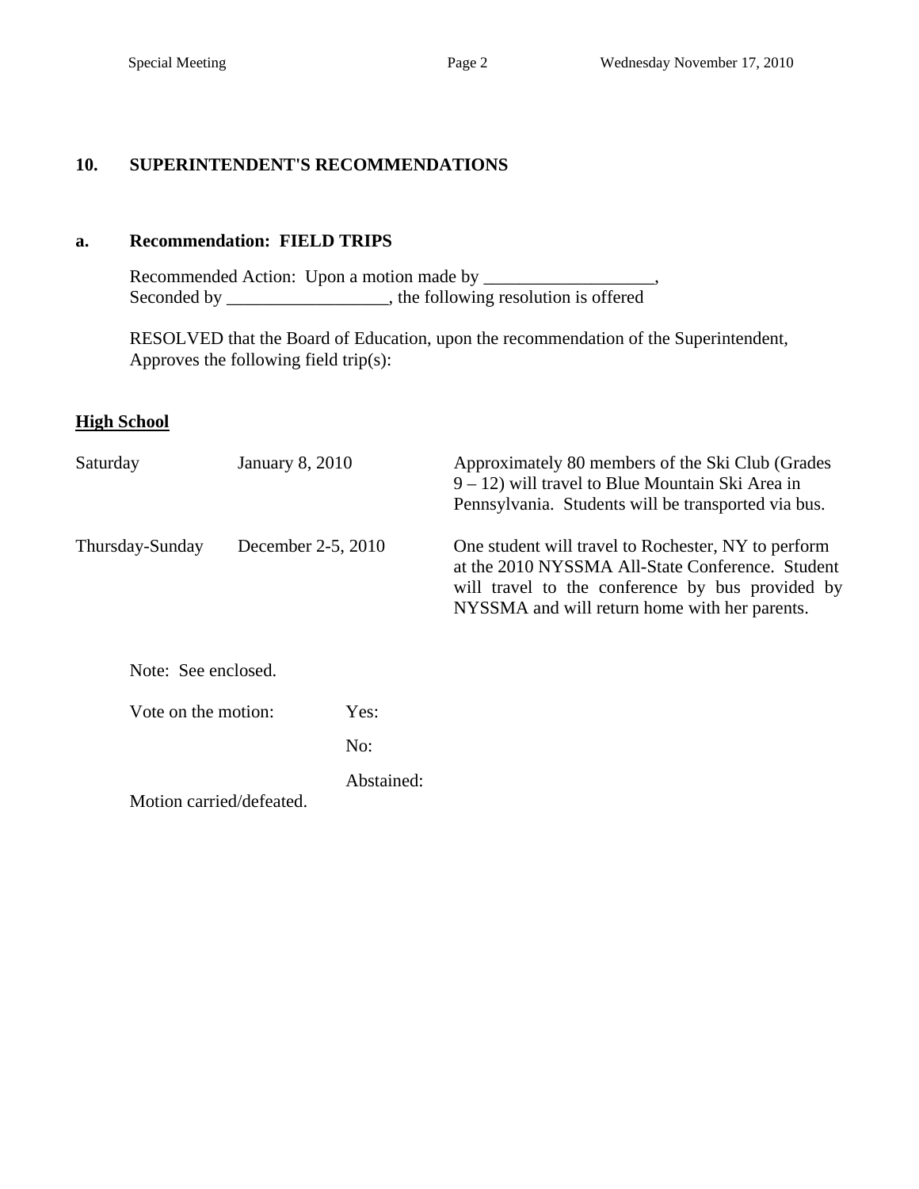## 10. SUPERINTENDENT'S RECOMMENDATIONS

### a. Recommendation: FIELD TRIPS

Recommended Action: Upon a motion made by ___________________, Seconded by __________________, the following resolution is offered

RESOLVED that the Board of Education, upon the recommendation of the Superintendent, Approves the following field trip(s):

**High School**

| | | |
|---|---|---|
| Saturday | January 8, 2010 | Approximately 80 members of the Ski Club (Grades 9 – 12) will travel to Blue Mountain Ski Area in Pennsylvania. Students will be transported via bus. |
| Thursday-Sunday | December 2-5, 2010 | One student will travel to Rochester, NY to perform at the 2010 NYSSMA All-State Conference. Student will travel to the conference by bus provided by NYSSMA and will return home with her parents. |

Note: See enclosed.

Vote on the motion: Yes:

No:

Abstained:

Motion carried/defeated.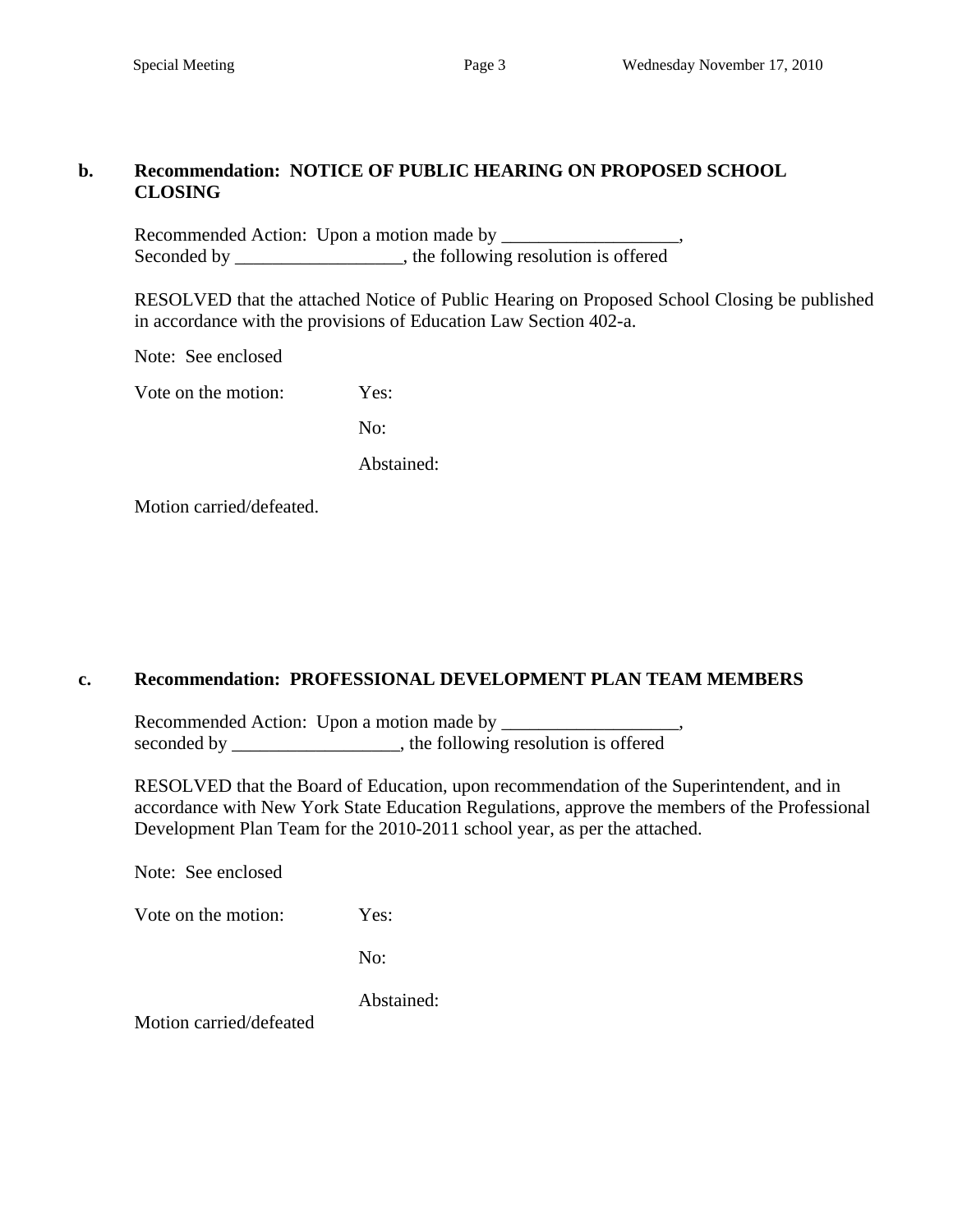**b. Recommendation: NOTICE OF PUBLIC HEARING ON PROPOSED SCHOOL CLOSING**

Recommended Action: Upon a motion made by ___________________,
Seconded by __________________, the following resolution is offered

RESOLVED that the attached Notice of Public Hearing on Proposed School Closing be published in accordance with the provisions of Education Law Section 402-a.

Note: See enclosed

Vote on the motion: Yes:

No:

Abstained:

Motion carried/defeated.

**c. Recommendation: PROFESSIONAL DEVELOPMENT PLAN TEAM MEMBERS**

Recommended Action: Upon a motion made by ___________________,
seconded by __________________, the following resolution is offered

RESOLVED that the Board of Education, upon recommendation of the Superintendent, and in accordance with New York State Education Regulations, approve the members of the Professional Development Plan Team for the 2010-2011 school year, as per the attached.

Note: See enclosed

Vote on the motion: Yes:

No:

Abstained:

Motion carried/defeated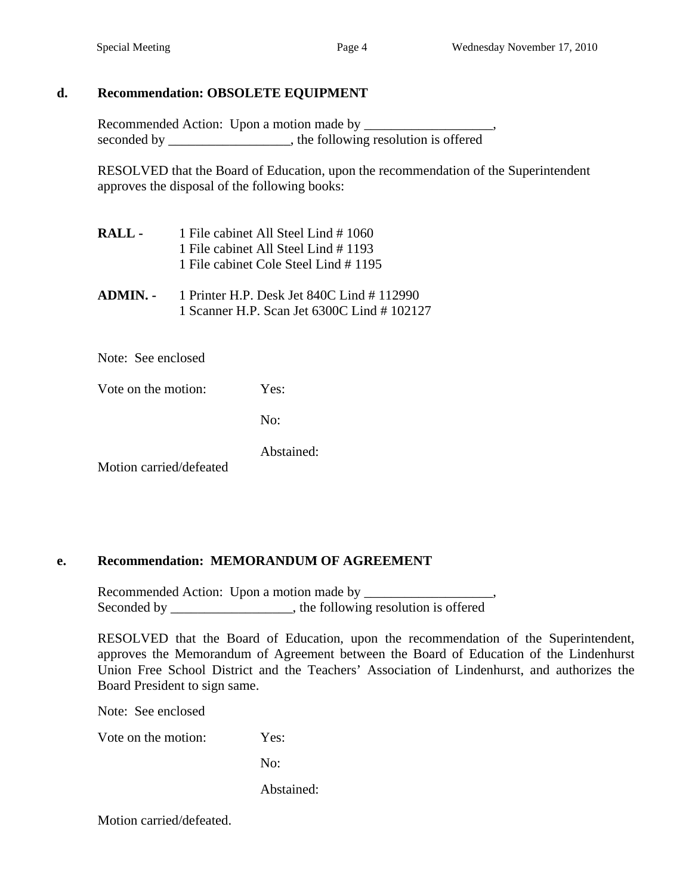**d. Recommendation: OBSOLETE EQUIPMENT**

Recommended Action: Upon a motion made by ___________________,
seconded by __________________, the following resolution is offered

RESOLVED that the Board of Education, upon the recommendation of the Superintendent approves the disposal of the following books:

**RALL -** 1 File cabinet All Steel Lind # 1060
1 File cabinet All Steel Lind # 1193
1 File cabinet Cole Steel Lind # 1195

**ADMIN. -** 1 Printer H.P. Desk Jet 840C Lind # 112990
1 Scanner H.P. Scan Jet 6300C Lind # 102127

Note: See enclosed

Vote on the motion: Yes:

No:

Abstained:

Motion carried/defeated

**e. Recommendation: MEMORANDUM OF AGREEMENT**

Recommended Action: Upon a motion made by ___________________,
Seconded by __________________, the following resolution is offered

RESOLVED that the Board of Education, upon the recommendation of the Superintendent, approves the Memorandum of Agreement between the Board of Education of the Lindenhurst Union Free School District and the Teachers' Association of Lindenhurst, and authorizes the Board President to sign same.

Note: See enclosed

Vote on the motion: Yes:

No:

Abstained:

Motion carried/defeated.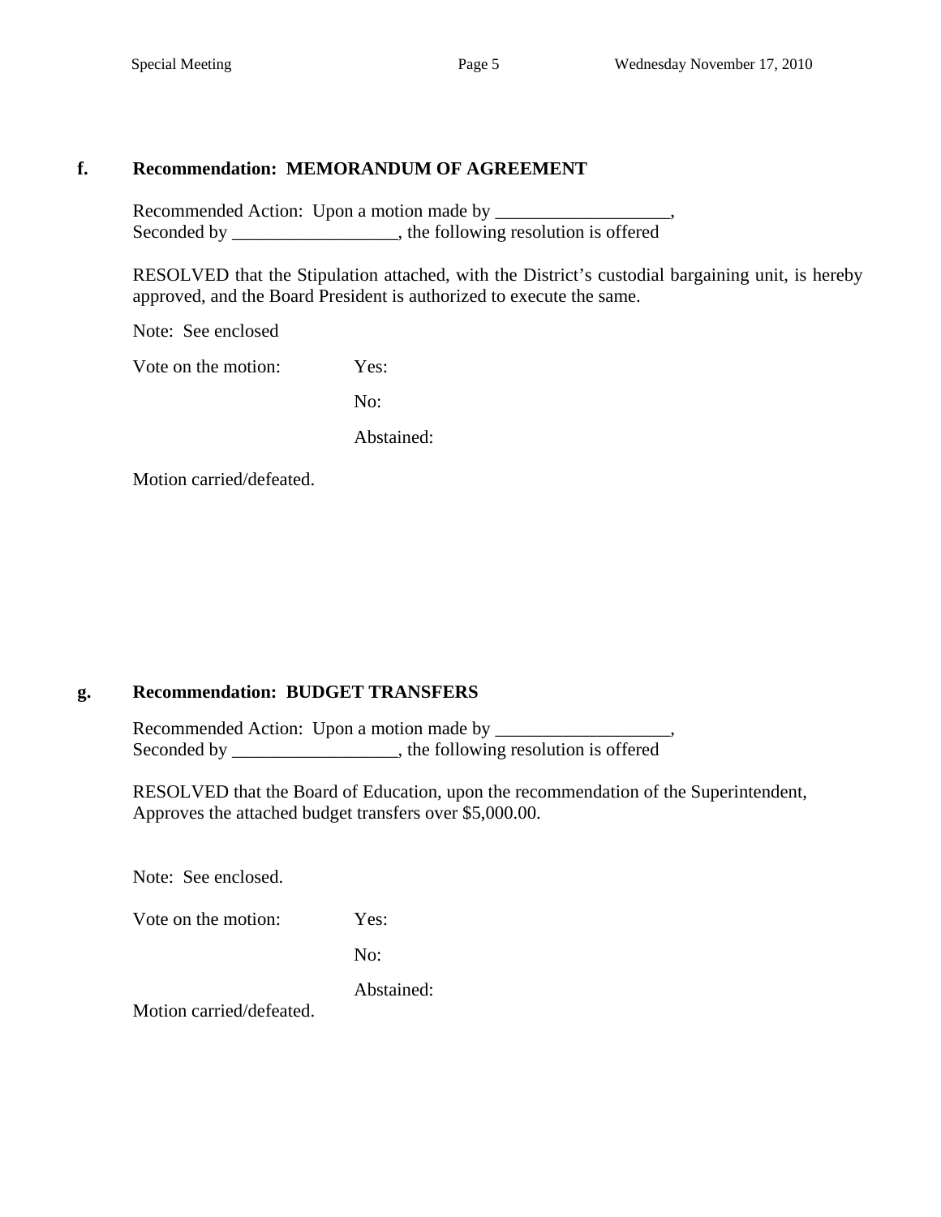**f. Recommendation: MEMORANDUM OF AGREEMENT**

Recommended Action: Upon a motion made by ___________________,
Seconded by __________________, the following resolution is offered

RESOLVED that the Stipulation attached, with the District's custodial bargaining unit, is hereby approved, and the Board President is authorized to execute the same.

Note: See enclosed

Vote on the motion: Yes:

No:

Abstained:

Motion carried/defeated.

**g. Recommendation: BUDGET TRANSFERS**

Recommended Action: Upon a motion made by ___________________,
Seconded by __________________, the following resolution is offered

RESOLVED that the Board of Education, upon the recommendation of the Superintendent, Approves the attached budget transfers over $5,000.00.

Note: See enclosed.

Vote on the motion: Yes:

No:

Abstained:

Motion carried/defeated.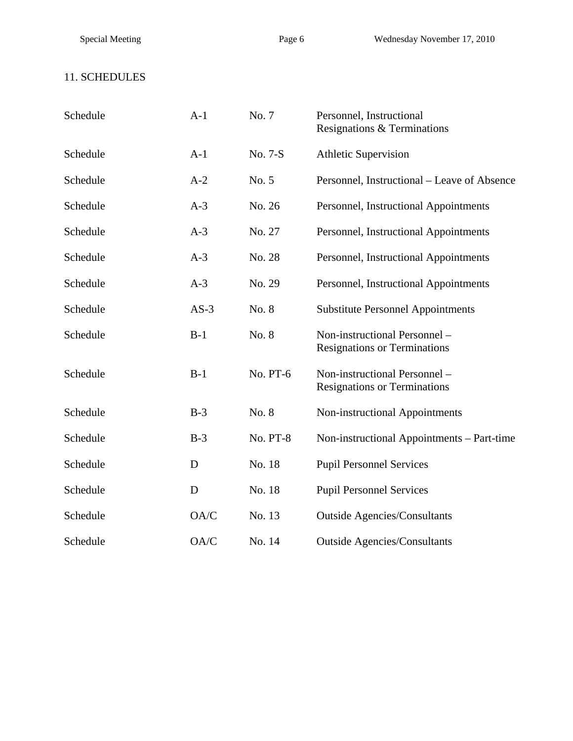## 11. SCHEDULES

| | | | |
|---|---|---|---|
| Schedule | A-1 | No. 7 | Personnel, Instructional Resignations & Terminations |
| Schedule | A-1 | No. 7-S | Athletic Supervision |
| Schedule | A-2 | No. 5 | Personnel, Instructional – Leave of Absence |
| Schedule | A-3 | No. 26 | Personnel, Instructional Appointments |
| Schedule | A-3 | No. 27 | Personnel, Instructional Appointments |
| Schedule | A-3 | No. 28 | Personnel, Instructional Appointments |
| Schedule | A-3 | No. 29 | Personnel, Instructional Appointments |
| Schedule | AS-3 | No. 8 | Substitute Personnel Appointments |
| Schedule | B-1 | No. 8 | Non-instructional Personnel – Resignations or Terminations |
| Schedule | B-1 | No. PT-6 | Non-instructional Personnel – Resignations or Terminations |
| Schedule | B-3 | No. 8 | Non-instructional Appointments |
| Schedule | B-3 | No. PT-8 | Non-instructional Appointments – Part-time |
| Schedule | D | No. 18 | Pupil Personnel Services |
| Schedule | D | No. 18 | Pupil Personnel Services |
| Schedule | OA/C | No. 13 | Outside Agencies/Consultants |
| Schedule | OA/C | No. 14 | Outside Agencies/Consultants |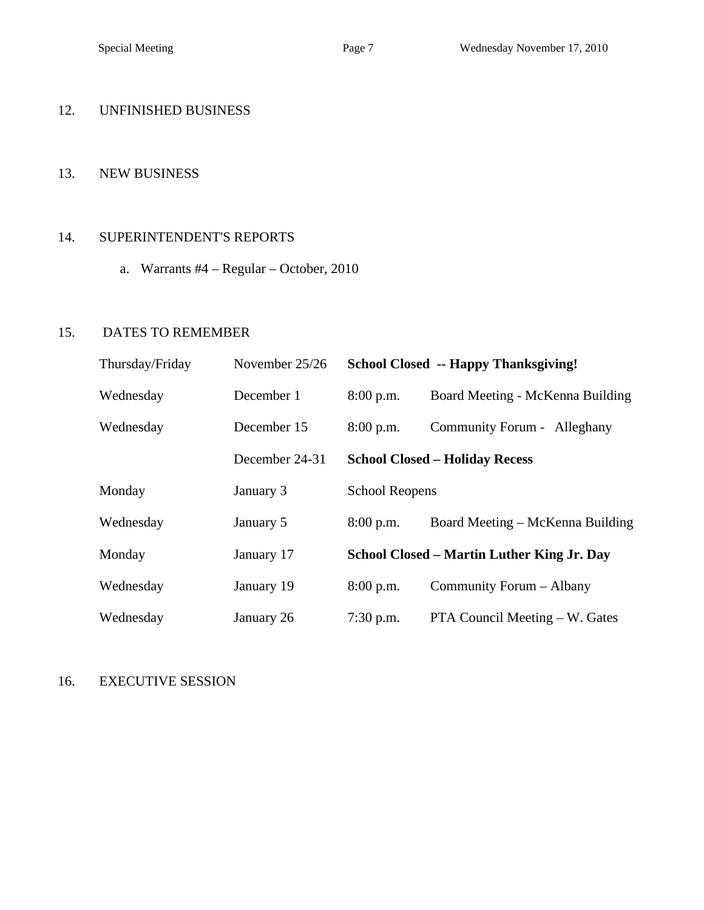12. UNFINISHED BUSINESS

13. NEW BUSINESS

14. SUPERINTENDENT'S REPORTS

   a. Warrants #4 – Regular – October, 2010

15. DATES TO REMEMBER

| | | | |
|---|---|---|---|
| Thursday/Friday | November 25/26 | **School Closed -- Happy Thanksgiving!** | |
| Wednesday | December 1 | 8:00 p.m. | Board Meeting - McKenna Building |
| Wednesday | December 15 | 8:00 p.m. | Community Forum - Alleghany |
| | December 24-31 | **School Closed – Holiday Recess** | |
| Monday | January 3 | School Reopens | |
| Wednesday | January 5 | 8:00 p.m. | Board Meeting – McKenna Building |
| Monday | January 17 | **School Closed – Martin Luther King Jr. Day** | |
| Wednesday | January 19 | 8:00 p.m. | Community Forum – Albany |
| Wednesday | January 26 | 7:30 p.m. | PTA Council Meeting – W. Gates |

16. EXECUTIVE SESSION